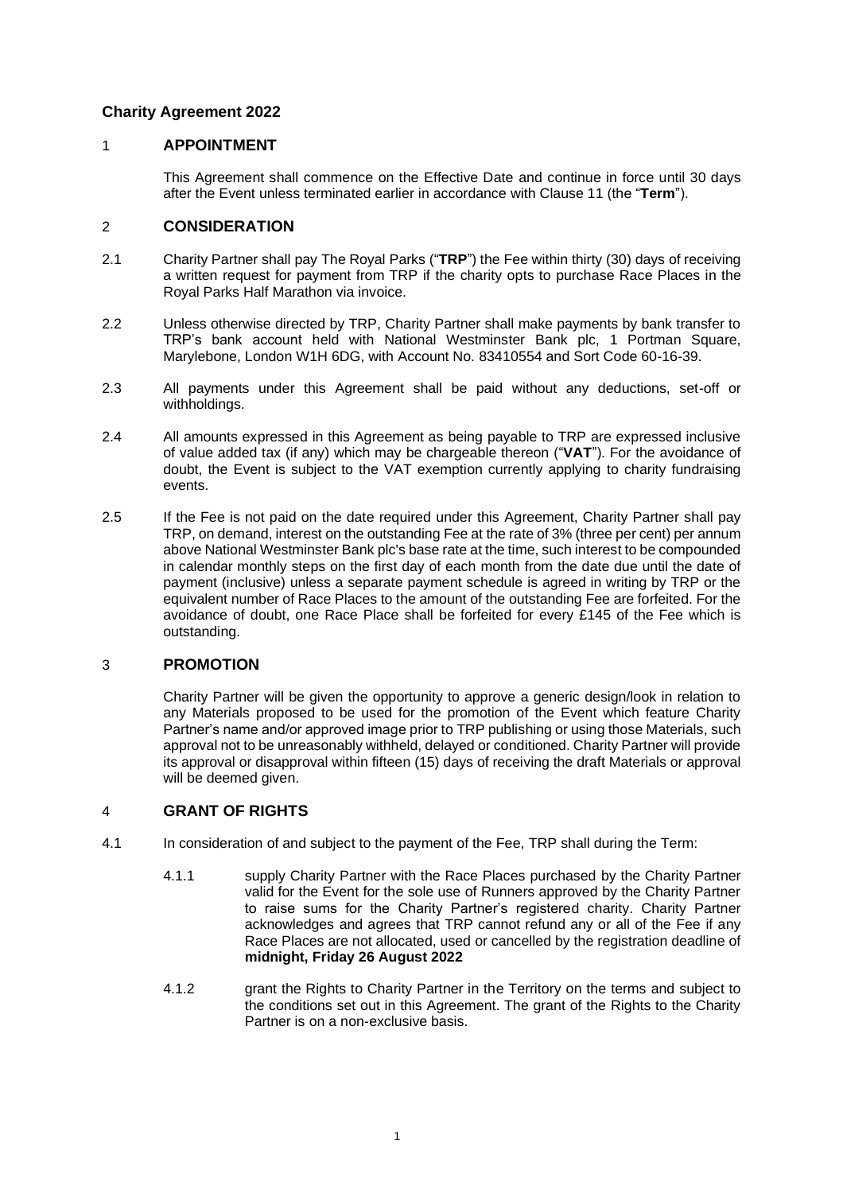# Charity Agreement 2022

## 1 APPOINTMENT

This Agreement shall commence on the Effective Date and continue in force until 30 days after the Event unless terminated earlier in accordance with Clause 11 (the "**Term**").

## 2 CONSIDERATION

2.1 Charity Partner shall pay The Royal Parks ("**TRP**") the Fee within thirty (30) days of receiving a written request for payment from TRP if the charity opts to purchase Race Places in the Royal Parks Half Marathon via invoice.

2.2 Unless otherwise directed by TRP, Charity Partner shall make payments by bank transfer to TRP's bank account held with National Westminster Bank plc, 1 Portman Square, Marylebone, London W1H 6DG, with Account No. 83410554 and Sort Code 60-16-39.

2.3 All payments under this Agreement shall be paid without any deductions, set-off or withholdings.

2.4 All amounts expressed in this Agreement as being payable to TRP are expressed inclusive of value added tax (if any) which may be chargeable thereon ("**VAT**"). For the avoidance of doubt, the Event is subject to the VAT exemption currently applying to charity fundraising events.

2.5 If the Fee is not paid on the date required under this Agreement, Charity Partner shall pay TRP, on demand, interest on the outstanding Fee at the rate of 3% (three per cent) per annum above National Westminster Bank plc's base rate at the time, such interest to be compounded in calendar monthly steps on the first day of each month from the date due until the date of payment (inclusive) unless a separate payment schedule is agreed in writing by TRP or the equivalent number of Race Places to the amount of the outstanding Fee are forfeited. For the avoidance of doubt, one Race Place shall be forfeited for every £145 of the Fee which is outstanding.

## 3 PROMOTION

Charity Partner will be given the opportunity to approve a generic design/look in relation to any Materials proposed to be used for the promotion of the Event which feature Charity Partner's name and/or approved image prior to TRP publishing or using those Materials, such approval not to be unreasonably withheld, delayed or conditioned. Charity Partner will provide its approval or disapproval within fifteen (15) days of receiving the draft Materials or approval will be deemed given.

## 4 GRANT OF RIGHTS

4.1 In consideration of and subject to the payment of the Fee, TRP shall during the Term:

4.1.1 supply Charity Partner with the Race Places purchased by the Charity Partner valid for the Event for the sole use of Runners approved by the Charity Partner to raise sums for the Charity Partner's registered charity. Charity Partner acknowledges and agrees that TRP cannot refund any or all of the Fee if any Race Places are not allocated, used or cancelled by the registration deadline of **midnight, Friday 26 August 2022**

4.1.2 grant the Rights to Charity Partner in the Territory on the terms and subject to the conditions set out in this Agreement. The grant of the Rights to the Charity Partner is on a non-exclusive basis.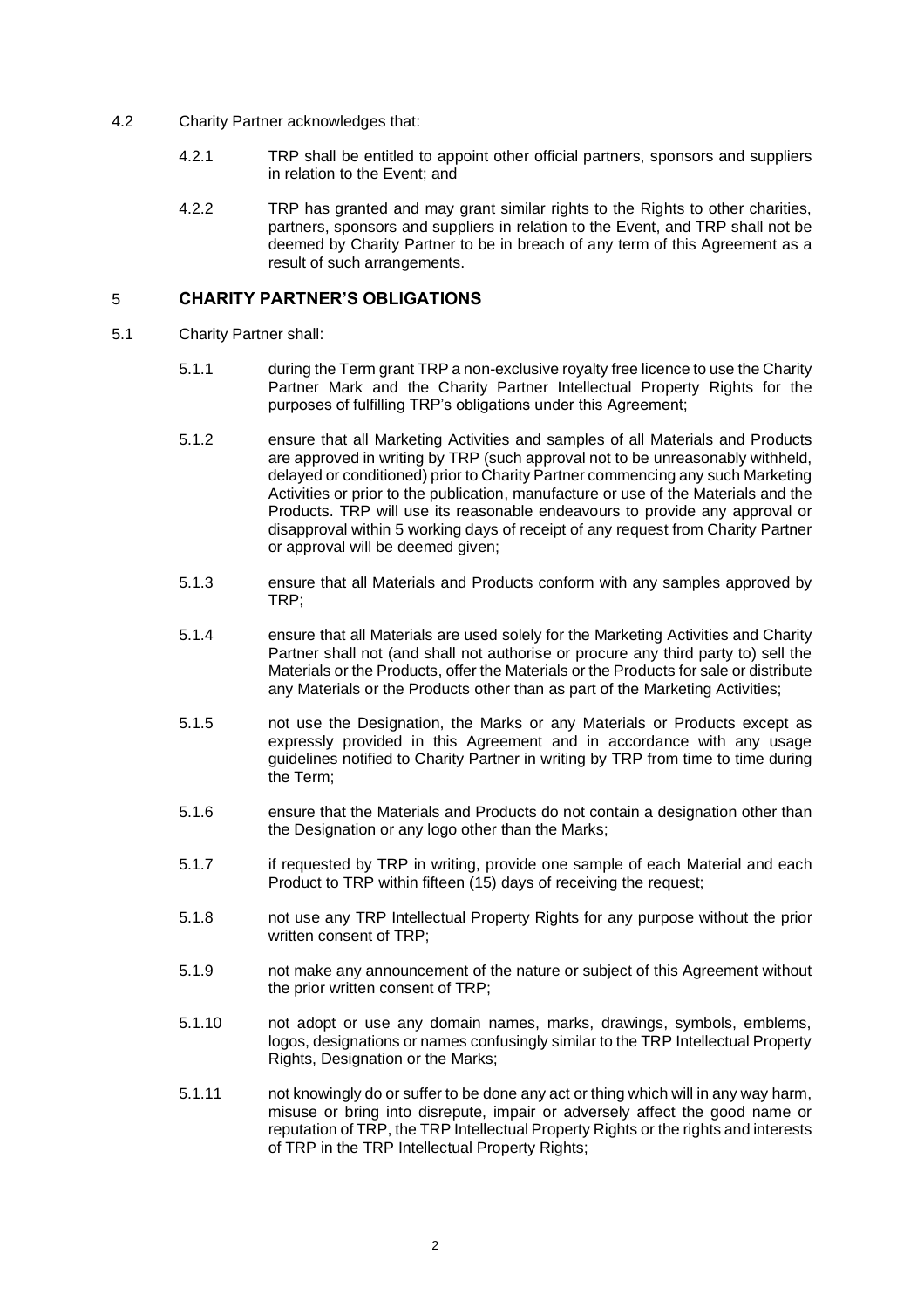4.2 Charity Partner acknowledges that:

4.2.1 TRP shall be entitled to appoint other official partners, sponsors and suppliers in relation to the Event; and

4.2.2 TRP has granted and may grant similar rights to the Rights to other charities, partners, sponsors and suppliers in relation to the Event, and TRP shall not be deemed by Charity Partner to be in breach of any term of this Agreement as a result of such arrangements.

## 5 CHARITY PARTNER'S OBLIGATIONS

5.1 Charity Partner shall:

5.1.1 during the Term grant TRP a non-exclusive royalty free licence to use the Charity Partner Mark and the Charity Partner Intellectual Property Rights for the purposes of fulfilling TRP's obligations under this Agreement;

5.1.2 ensure that all Marketing Activities and samples of all Materials and Products are approved in writing by TRP (such approval not to be unreasonably withheld, delayed or conditioned) prior to Charity Partner commencing any such Marketing Activities or prior to the publication, manufacture or use of the Materials and the Products. TRP will use its reasonable endeavours to provide any approval or disapproval within 5 working days of receipt of any request from Charity Partner or approval will be deemed given;

5.1.3 ensure that all Materials and Products conform with any samples approved by TRP;

5.1.4 ensure that all Materials are used solely for the Marketing Activities and Charity Partner shall not (and shall not authorise or procure any third party to) sell the Materials or the Products, offer the Materials or the Products for sale or distribute any Materials or the Products other than as part of the Marketing Activities;

5.1.5 not use the Designation, the Marks or any Materials or Products except as expressly provided in this Agreement and in accordance with any usage guidelines notified to Charity Partner in writing by TRP from time to time during the Term;

5.1.6 ensure that the Materials and Products do not contain a designation other than the Designation or any logo other than the Marks;

5.1.7 if requested by TRP in writing, provide one sample of each Material and each Product to TRP within fifteen (15) days of receiving the request;

5.1.8 not use any TRP Intellectual Property Rights for any purpose without the prior written consent of TRP;

5.1.9 not make any announcement of the nature or subject of this Agreement without the prior written consent of TRP;

5.1.10 not adopt or use any domain names, marks, drawings, symbols, emblems, logos, designations or names confusingly similar to the TRP Intellectual Property Rights, Designation or the Marks;

5.1.11 not knowingly do or suffer to be done any act or thing which will in any way harm, misuse or bring into disrepute, impair or adversely affect the good name or reputation of TRP, the TRP Intellectual Property Rights or the rights and interests of TRP in the TRP Intellectual Property Rights;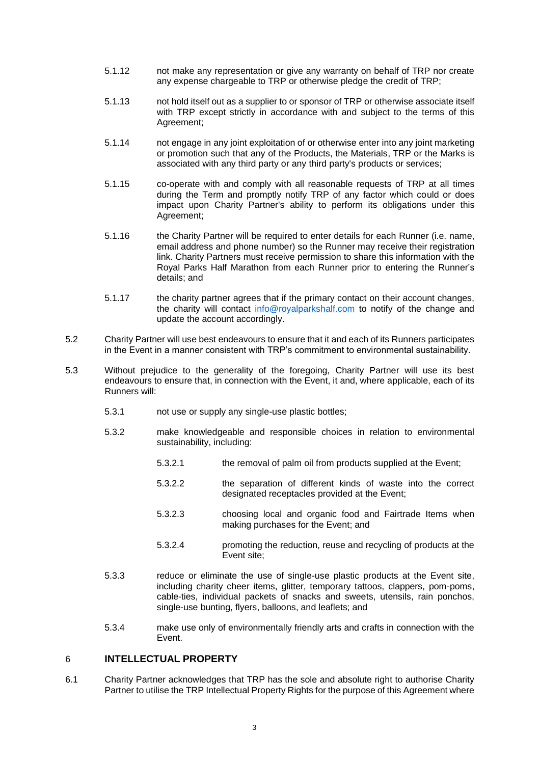5.1.12 not make any representation or give any warranty on behalf of TRP nor create any expense chargeable to TRP or otherwise pledge the credit of TRP;

5.1.13 not hold itself out as a supplier to or sponsor of TRP or otherwise associate itself with TRP except strictly in accordance with and subject to the terms of this Agreement;

5.1.14 not engage in any joint exploitation of or otherwise enter into any joint marketing or promotion such that any of the Products, the Materials, TRP or the Marks is associated with any third party or any third party's products or services;

5.1.15 co-operate with and comply with all reasonable requests of TRP at all times during the Term and promptly notify TRP of any factor which could or does impact upon Charity Partner's ability to perform its obligations under this Agreement;

5.1.16 the Charity Partner will be required to enter details for each Runner (i.e. name, email address and phone number) so the Runner may receive their registration link. Charity Partners must receive permission to share this information with the Royal Parks Half Marathon from each Runner prior to entering the Runner's details; and

5.1.17 the charity partner agrees that if the primary contact on their account changes, the charity will contact [info@royalparkshalf.com](mailto:info@royalparkshalf.com) to notify of the change and update the account accordingly.

5.2 Charity Partner will use best endeavours to ensure that it and each of its Runners participates in the Event in a manner consistent with TRP's commitment to environmental sustainability.

5.3 Without prejudice to the generality of the foregoing, Charity Partner will use its best endeavours to ensure that, in connection with the Event, it and, where applicable, each of its Runners will:

5.3.1 not use or supply any single-use plastic bottles;

5.3.2 make knowledgeable and responsible choices in relation to environmental sustainability, including:

5.3.2.1 the removal of palm oil from products supplied at the Event;

5.3.2.2 the separation of different kinds of waste into the correct designated receptacles provided at the Event;

5.3.2.3 choosing local and organic food and Fairtrade Items when making purchases for the Event; and

5.3.2.4 promoting the reduction, reuse and recycling of products at the Event site;

5.3.3 reduce or eliminate the use of single-use plastic products at the Event site, including charity cheer items, glitter, temporary tattoos, clappers, pom-poms, cable-ties, individual packets of snacks and sweets, utensils, rain ponchos, single-use bunting, flyers, balloons, and leaflets; and

5.3.4 make use only of environmentally friendly arts and crafts in connection with the Event.

## 6 INTELLECTUAL PROPERTY

6.1 Charity Partner acknowledges that TRP has the sole and absolute right to authorise Charity Partner to utilise the TRP Intellectual Property Rights for the purpose of this Agreement where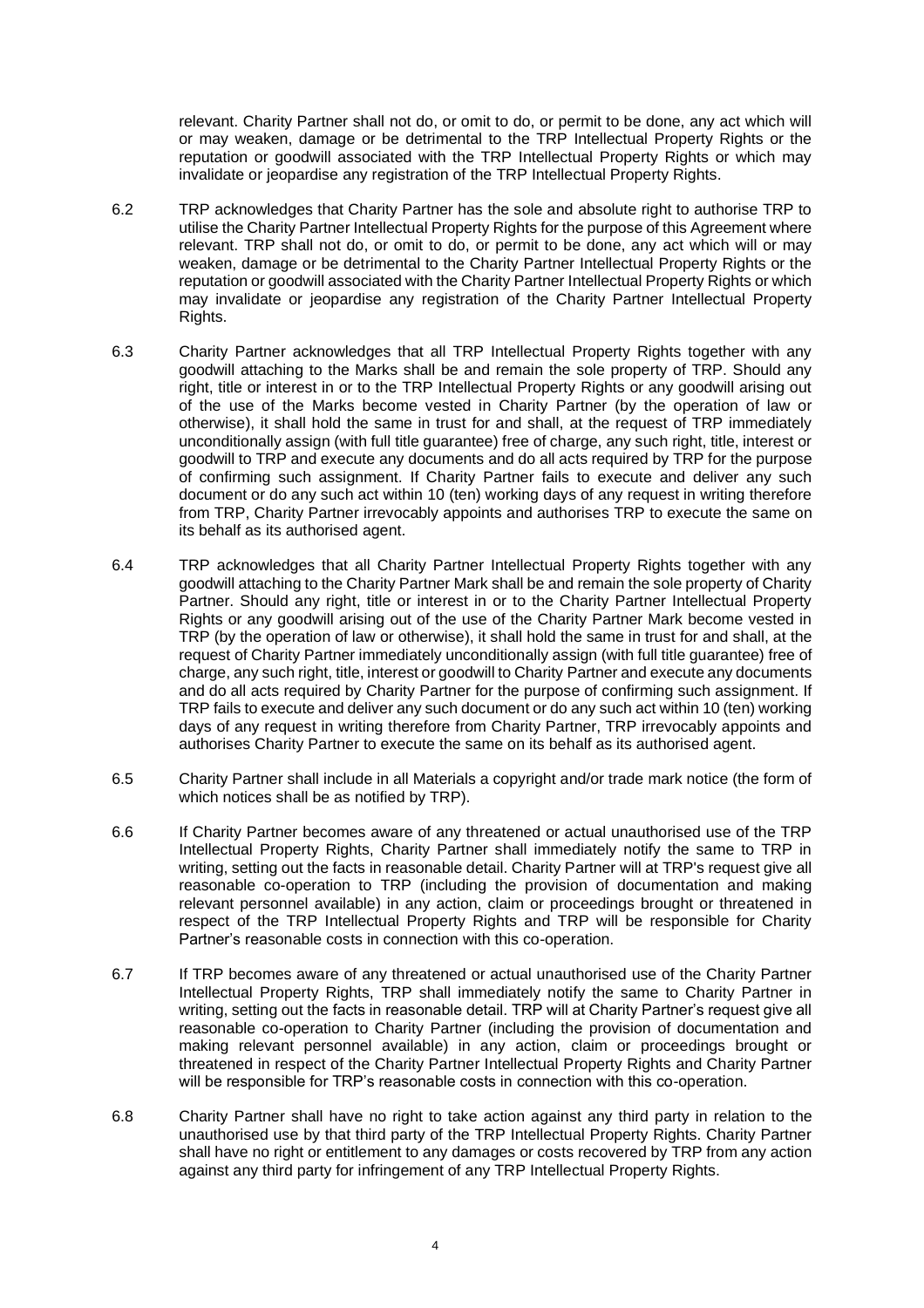relevant. Charity Partner shall not do, or omit to do, or permit to be done, any act which will or may weaken, damage or be detrimental to the TRP Intellectual Property Rights or the reputation or goodwill associated with the TRP Intellectual Property Rights or which may invalidate or jeopardise any registration of the TRP Intellectual Property Rights.

6.2 TRP acknowledges that Charity Partner has the sole and absolute right to authorise TRP to utilise the Charity Partner Intellectual Property Rights for the purpose of this Agreement where relevant. TRP shall not do, or omit to do, or permit to be done, any act which will or may weaken, damage or be detrimental to the Charity Partner Intellectual Property Rights or the reputation or goodwill associated with the Charity Partner Intellectual Property Rights or which may invalidate or jeopardise any registration of the Charity Partner Intellectual Property Rights.

6.3 Charity Partner acknowledges that all TRP Intellectual Property Rights together with any goodwill attaching to the Marks shall be and remain the sole property of TRP. Should any right, title or interest in or to the TRP Intellectual Property Rights or any goodwill arising out of the use of the Marks become vested in Charity Partner (by the operation of law or otherwise), it shall hold the same in trust for and shall, at the request of TRP immediately unconditionally assign (with full title guarantee) free of charge, any such right, title, interest or goodwill to TRP and execute any documents and do all acts required by TRP for the purpose of confirming such assignment. If Charity Partner fails to execute and deliver any such document or do any such act within 10 (ten) working days of any request in writing therefore from TRP, Charity Partner irrevocably appoints and authorises TRP to execute the same on its behalf as its authorised agent.

6.4 TRP acknowledges that all Charity Partner Intellectual Property Rights together with any goodwill attaching to the Charity Partner Mark shall be and remain the sole property of Charity Partner. Should any right, title or interest in or to the Charity Partner Intellectual Property Rights or any goodwill arising out of the use of the Charity Partner Mark become vested in TRP (by the operation of law or otherwise), it shall hold the same in trust for and shall, at the request of Charity Partner immediately unconditionally assign (with full title guarantee) free of charge, any such right, title, interest or goodwill to Charity Partner and execute any documents and do all acts required by Charity Partner for the purpose of confirming such assignment. If TRP fails to execute and deliver any such document or do any such act within 10 (ten) working days of any request in writing therefore from Charity Partner, TRP irrevocably appoints and authorises Charity Partner to execute the same on its behalf as its authorised agent.

6.5 Charity Partner shall include in all Materials a copyright and/or trade mark notice (the form of which notices shall be as notified by TRP).

6.6 If Charity Partner becomes aware of any threatened or actual unauthorised use of the TRP Intellectual Property Rights, Charity Partner shall immediately notify the same to TRP in writing, setting out the facts in reasonable detail. Charity Partner will at TRP's request give all reasonable co-operation to TRP (including the provision of documentation and making relevant personnel available) in any action, claim or proceedings brought or threatened in respect of the TRP Intellectual Property Rights and TRP will be responsible for Charity Partner's reasonable costs in connection with this co-operation.

6.7 If TRP becomes aware of any threatened or actual unauthorised use of the Charity Partner Intellectual Property Rights, TRP shall immediately notify the same to Charity Partner in writing, setting out the facts in reasonable detail. TRP will at Charity Partner's request give all reasonable co-operation to Charity Partner (including the provision of documentation and making relevant personnel available) in any action, claim or proceedings brought or threatened in respect of the Charity Partner Intellectual Property Rights and Charity Partner will be responsible for TRP's reasonable costs in connection with this co-operation.

6.8 Charity Partner shall have no right to take action against any third party in relation to the unauthorised use by that third party of the TRP Intellectual Property Rights. Charity Partner shall have no right or entitlement to any damages or costs recovered by TRP from any action against any third party for infringement of any TRP Intellectual Property Rights.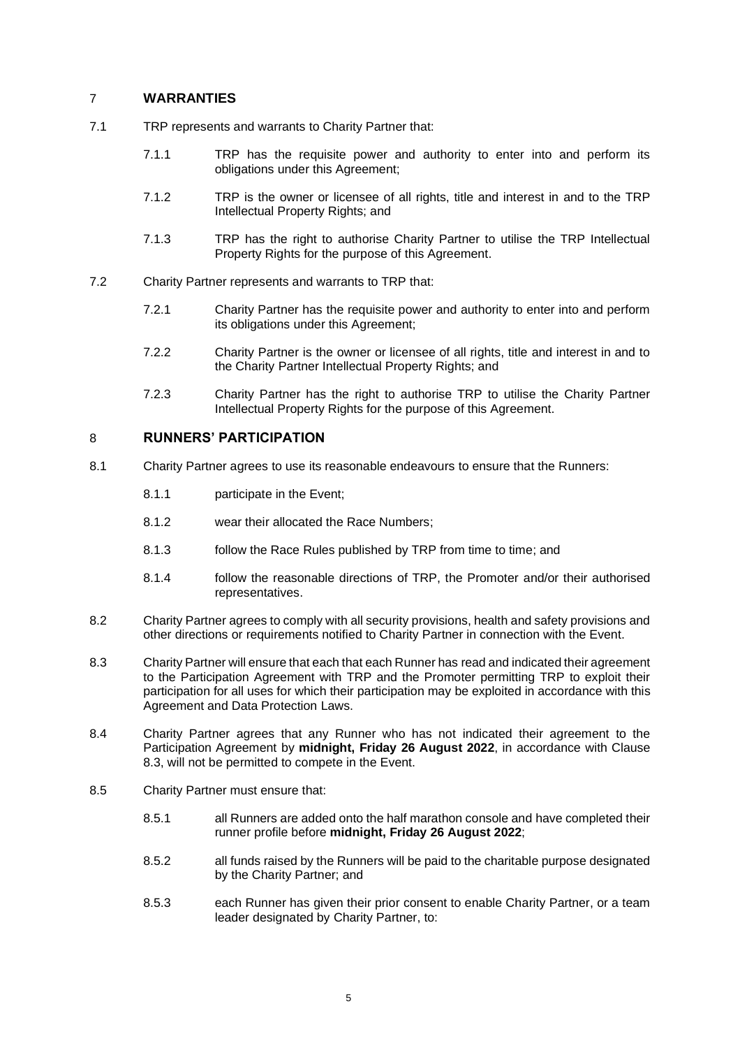## 7 WARRANTIES

7.1 TRP represents and warrants to Charity Partner that:

7.1.1 TRP has the requisite power and authority to enter into and perform its obligations under this Agreement;

7.1.2 TRP is the owner or licensee of all rights, title and interest in and to the TRP Intellectual Property Rights; and

7.1.3 TRP has the right to authorise Charity Partner to utilise the TRP Intellectual Property Rights for the purpose of this Agreement.

7.2 Charity Partner represents and warrants to TRP that:

7.2.1 Charity Partner has the requisite power and authority to enter into and perform its obligations under this Agreement;

7.2.2 Charity Partner is the owner or licensee of all rights, title and interest in and to the Charity Partner Intellectual Property Rights; and

7.2.3 Charity Partner has the right to authorise TRP to utilise the Charity Partner Intellectual Property Rights for the purpose of this Agreement.

## 8 RUNNERS' PARTICIPATION

8.1 Charity Partner agrees to use its reasonable endeavours to ensure that the Runners:

8.1.1 participate in the Event;

8.1.2 wear their allocated the Race Numbers;

8.1.3 follow the Race Rules published by TRP from time to time; and

8.1.4 follow the reasonable directions of TRP, the Promoter and/or their authorised representatives.

8.2 Charity Partner agrees to comply with all security provisions, health and safety provisions and other directions or requirements notified to Charity Partner in connection with the Event.

8.3 Charity Partner will ensure that each that each Runner has read and indicated their agreement to the Participation Agreement with TRP and the Promoter permitting TRP to exploit their participation for all uses for which their participation may be exploited in accordance with this Agreement and Data Protection Laws.

8.4 Charity Partner agrees that any Runner who has not indicated their agreement to the Participation Agreement by **midnight, Friday 26 August 2022**, in accordance with Clause 8.3, will not be permitted to compete in the Event.

8.5 Charity Partner must ensure that:

8.5.1 all Runners are added onto the half marathon console and have completed their runner profile before **midnight, Friday 26 August 2022**;

8.5.2 all funds raised by the Runners will be paid to the charitable purpose designated by the Charity Partner; and

8.5.3 each Runner has given their prior consent to enable Charity Partner, or a team leader designated by Charity Partner, to: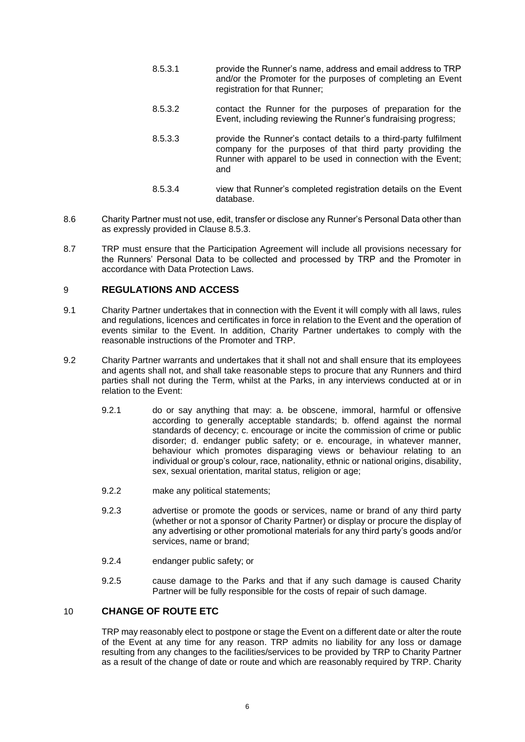8.5.3.1 provide the Runner's name, address and email address to TRP and/or the Promoter for the purposes of completing an Event registration for that Runner;

8.5.3.2 contact the Runner for the purposes of preparation for the Event, including reviewing the Runner's fundraising progress;

8.5.3.3 provide the Runner's contact details to a third-party fulfilment company for the purposes of that third party providing the Runner with apparel to be used in connection with the Event; and

8.5.3.4 view that Runner's completed registration details on the Event database.

8.6 Charity Partner must not use, edit, transfer or disclose any Runner's Personal Data other than as expressly provided in Clause 8.5.3.

8.7 TRP must ensure that the Participation Agreement will include all provisions necessary for the Runners' Personal Data to be collected and processed by TRP and the Promoter in accordance with Data Protection Laws.

## 9 REGULATIONS AND ACCESS

9.1 Charity Partner undertakes that in connection with the Event it will comply with all laws, rules and regulations, licences and certificates in force in relation to the Event and the operation of events similar to the Event. In addition, Charity Partner undertakes to comply with the reasonable instructions of the Promoter and TRP.

9.2 Charity Partner warrants and undertakes that it shall not and shall ensure that its employees and agents shall not, and shall take reasonable steps to procure that any Runners and third parties shall not during the Term, whilst at the Parks, in any interviews conducted at or in relation to the Event:

9.2.1 do or say anything that may: a. be obscene, immoral, harmful or offensive according to generally acceptable standards; b. offend against the normal standards of decency; c. encourage or incite the commission of crime or public disorder; d. endanger public safety; or e. encourage, in whatever manner, behaviour which promotes disparaging views or behaviour relating to an individual or group's colour, race, nationality, ethnic or national origins, disability, sex, sexual orientation, marital status, religion or age;

9.2.2 make any political statements;

9.2.3 advertise or promote the goods or services, name or brand of any third party (whether or not a sponsor of Charity Partner) or display or procure the display of any advertising or other promotional materials for any third party's goods and/or services, name or brand;

9.2.4 endanger public safety; or

9.2.5 cause damage to the Parks and that if any such damage is caused Charity Partner will be fully responsible for the costs of repair of such damage.

## 10 CHANGE OF ROUTE ETC

TRP may reasonably elect to postpone or stage the Event on a different date or alter the route of the Event at any time for any reason. TRP admits no liability for any loss or damage resulting from any changes to the facilities/services to be provided by TRP to Charity Partner as a result of the change of date or route and which are reasonably required by TRP. Charity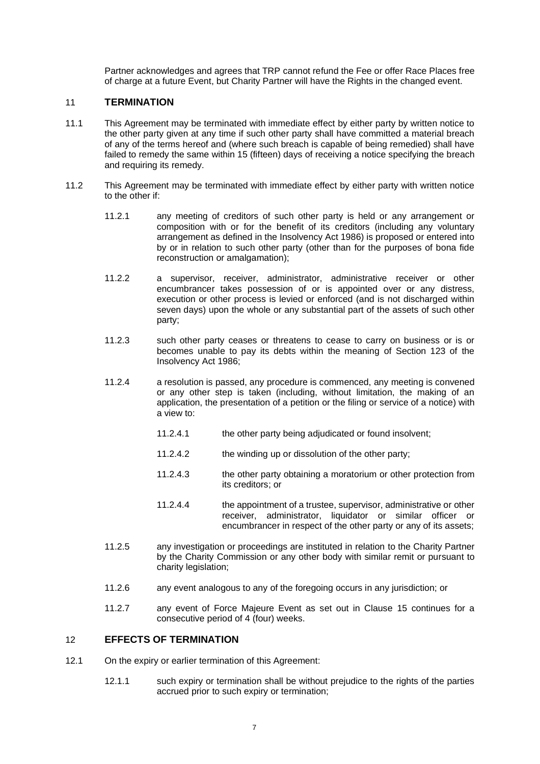Partner acknowledges and agrees that TRP cannot refund the Fee or offer Race Places free of charge at a future Event, but Charity Partner will have the Rights in the changed event.

## 11 TERMINATION

11.1 This Agreement may be terminated with immediate effect by either party by written notice to the other party given at any time if such other party shall have committed a material breach of any of the terms hereof and (where such breach is capable of being remedied) shall have failed to remedy the same within 15 (fifteen) days of receiving a notice specifying the breach and requiring its remedy.

11.2 This Agreement may be terminated with immediate effect by either party with written notice to the other if:

11.2.1 any meeting of creditors of such other party is held or any arrangement or composition with or for the benefit of its creditors (including any voluntary arrangement as defined in the Insolvency Act 1986) is proposed or entered into by or in relation to such other party (other than for the purposes of bona fide reconstruction or amalgamation);

11.2.2 a supervisor, receiver, administrator, administrative receiver or other encumbrancer takes possession of or is appointed over or any distress, execution or other process is levied or enforced (and is not discharged within seven days) upon the whole or any substantial part of the assets of such other party;

11.2.3 such other party ceases or threatens to cease to carry on business or is or becomes unable to pay its debts within the meaning of Section 123 of the Insolvency Act 1986;

11.2.4 a resolution is passed, any procedure is commenced, any meeting is convened or any other step is taken (including, without limitation, the making of an application, the presentation of a petition or the filing or service of a notice) with a view to:

11.2.4.1 the other party being adjudicated or found insolvent;

11.2.4.2 the winding up or dissolution of the other party;

11.2.4.3 the other party obtaining a moratorium or other protection from its creditors; or

11.2.4.4 the appointment of a trustee, supervisor, administrative or other receiver, administrator, liquidator or similar officer or encumbrancer in respect of the other party or any of its assets;

11.2.5 any investigation or proceedings are instituted in relation to the Charity Partner by the Charity Commission or any other body with similar remit or pursuant to charity legislation;

11.2.6 any event analogous to any of the foregoing occurs in any jurisdiction; or

11.2.7 any event of Force Majeure Event as set out in Clause 15 continues for a consecutive period of 4 (four) weeks.

## 12 EFFECTS OF TERMINATION

12.1 On the expiry or earlier termination of this Agreement:

12.1.1 such expiry or termination shall be without prejudice to the rights of the parties accrued prior to such expiry or termination;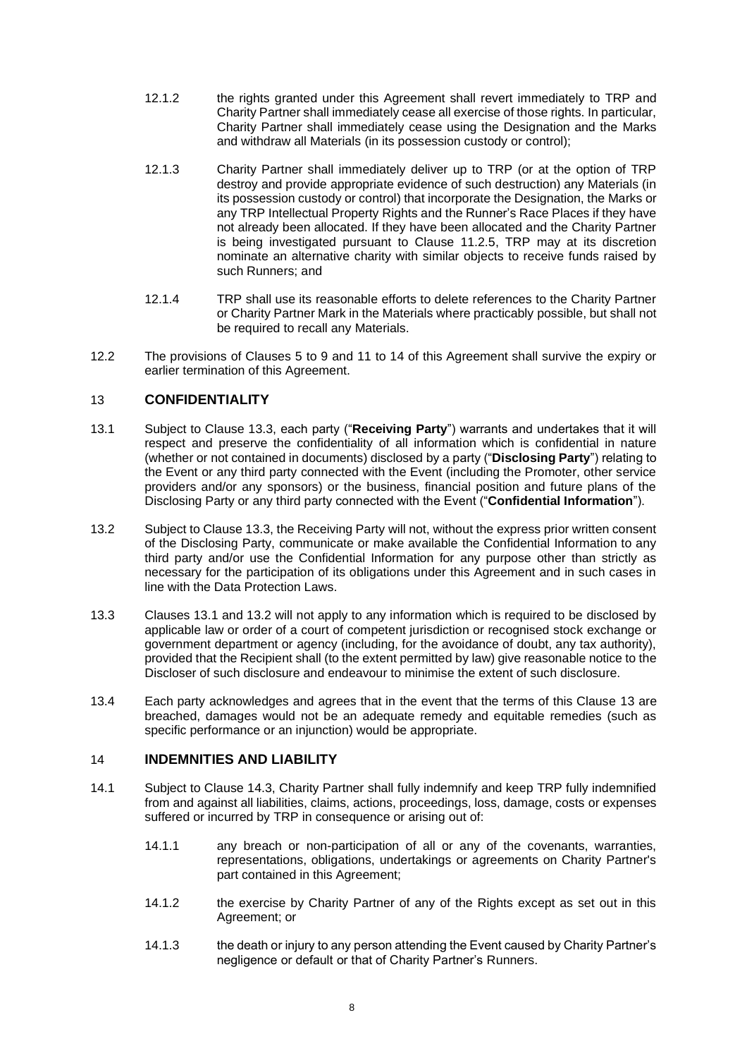12.1.2 the rights granted under this Agreement shall revert immediately to TRP and Charity Partner shall immediately cease all exercise of those rights. In particular, Charity Partner shall immediately cease using the Designation and the Marks and withdraw all Materials (in its possession custody or control);

12.1.3 Charity Partner shall immediately deliver up to TRP (or at the option of TRP destroy and provide appropriate evidence of such destruction) any Materials (in its possession custody or control) that incorporate the Designation, the Marks or any TRP Intellectual Property Rights and the Runner's Race Places if they have not already been allocated. If they have been allocated and the Charity Partner is being investigated pursuant to Clause 11.2.5, TRP may at its discretion nominate an alternative charity with similar objects to receive funds raised by such Runners; and

12.1.4 TRP shall use its reasonable efforts to delete references to the Charity Partner or Charity Partner Mark in the Materials where practicably possible, but shall not be required to recall any Materials.

12.2 The provisions of Clauses 5 to 9 and 11 to 14 of this Agreement shall survive the expiry or earlier termination of this Agreement.

## 13 CONFIDENTIALITY

13.1 Subject to Clause 13.3, each party ("**Receiving Party**") warrants and undertakes that it will respect and preserve the confidentiality of all information which is confidential in nature (whether or not contained in documents) disclosed by a party ("**Disclosing Party**") relating to the Event or any third party connected with the Event (including the Promoter, other service providers and/or any sponsors) or the business, financial position and future plans of the Disclosing Party or any third party connected with the Event ("**Confidential Information**").

13.2 Subject to Clause 13.3, the Receiving Party will not, without the express prior written consent of the Disclosing Party, communicate or make available the Confidential Information to any third party and/or use the Confidential Information for any purpose other than strictly as necessary for the participation of its obligations under this Agreement and in such cases in line with the Data Protection Laws.

13.3 Clauses 13.1 and 13.2 will not apply to any information which is required to be disclosed by applicable law or order of a court of competent jurisdiction or recognised stock exchange or government department or agency (including, for the avoidance of doubt, any tax authority), provided that the Recipient shall (to the extent permitted by law) give reasonable notice to the Discloser of such disclosure and endeavour to minimise the extent of such disclosure.

13.4 Each party acknowledges and agrees that in the event that the terms of this Clause 13 are breached, damages would not be an adequate remedy and equitable remedies (such as specific performance or an injunction) would be appropriate.

## 14 INDEMNITIES AND LIABILITY

14.1 Subject to Clause 14.3, Charity Partner shall fully indemnify and keep TRP fully indemnified from and against all liabilities, claims, actions, proceedings, loss, damage, costs or expenses suffered or incurred by TRP in consequence or arising out of:

14.1.1 any breach or non-participation of all or any of the covenants, warranties, representations, obligations, undertakings or agreements on Charity Partner's part contained in this Agreement;

14.1.2 the exercise by Charity Partner of any of the Rights except as set out in this Agreement; or

14.1.3 the death or injury to any person attending the Event caused by Charity Partner's negligence or default or that of Charity Partner's Runners.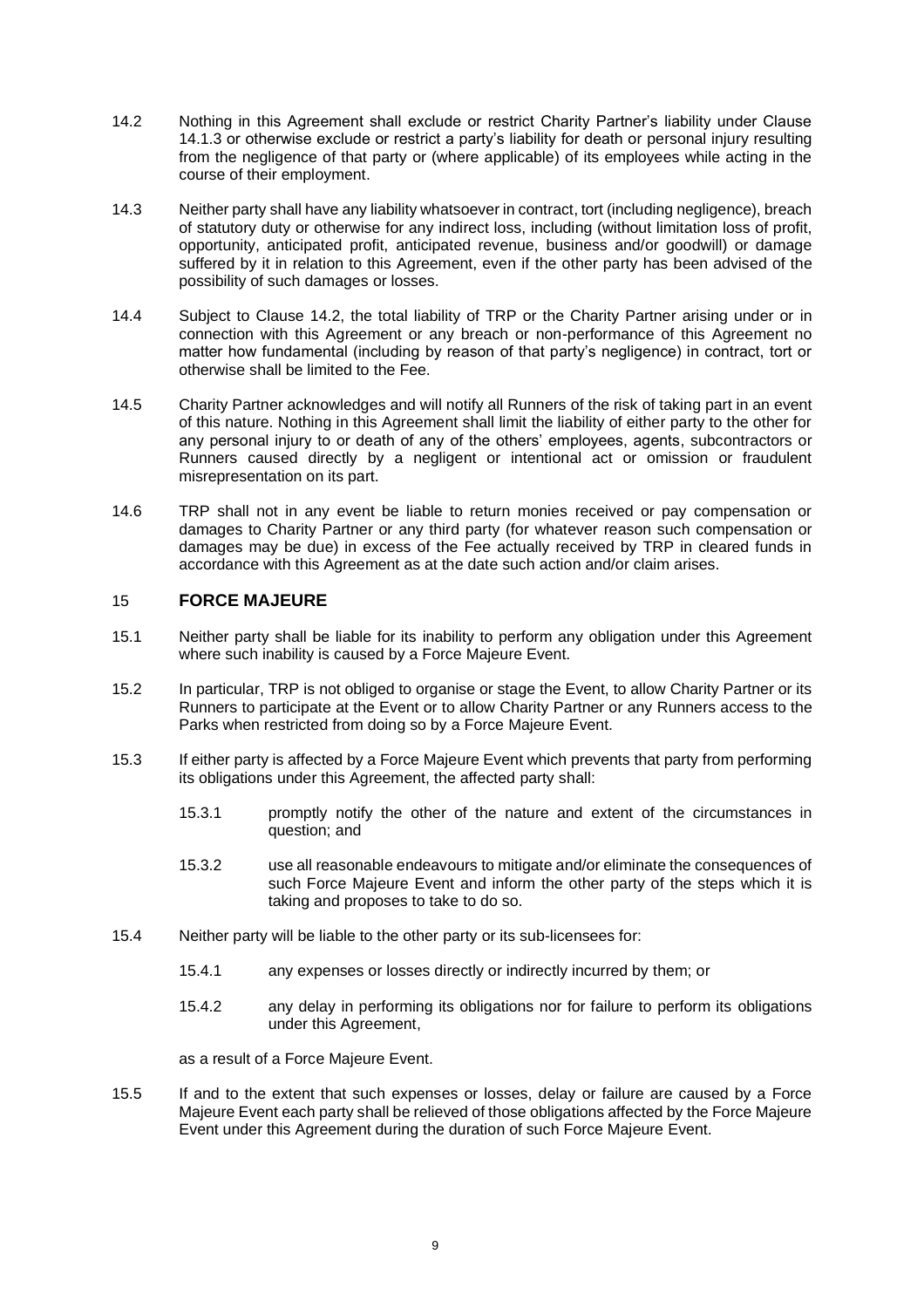14.2 Nothing in this Agreement shall exclude or restrict Charity Partner's liability under Clause 14.1.3 or otherwise exclude or restrict a party's liability for death or personal injury resulting from the negligence of that party or (where applicable) of its employees while acting in the course of their employment.

14.3 Neither party shall have any liability whatsoever in contract, tort (including negligence), breach of statutory duty or otherwise for any indirect loss, including (without limitation loss of profit, opportunity, anticipated profit, anticipated revenue, business and/or goodwill) or damage suffered by it in relation to this Agreement, even if the other party has been advised of the possibility of such damages or losses.

14.4 Subject to Clause 14.2, the total liability of TRP or the Charity Partner arising under or in connection with this Agreement or any breach or non-performance of this Agreement no matter how fundamental (including by reason of that party's negligence) in contract, tort or otherwise shall be limited to the Fee.

14.5 Charity Partner acknowledges and will notify all Runners of the risk of taking part in an event of this nature. Nothing in this Agreement shall limit the liability of either party to the other for any personal injury to or death of any of the others' employees, agents, subcontractors or Runners caused directly by a negligent or intentional act or omission or fraudulent misrepresentation on its part.

14.6 TRP shall not in any event be liable to return monies received or pay compensation or damages to Charity Partner or any third party (for whatever reason such compensation or damages may be due) in excess of the Fee actually received by TRP in cleared funds in accordance with this Agreement as at the date such action and/or claim arises.

## 15 FORCE MAJEURE

15.1 Neither party shall be liable for its inability to perform any obligation under this Agreement where such inability is caused by a Force Majeure Event.

15.2 In particular, TRP is not obliged to organise or stage the Event, to allow Charity Partner or its Runners to participate at the Event or to allow Charity Partner or any Runners access to the Parks when restricted from doing so by a Force Majeure Event.

15.3 If either party is affected by a Force Majeure Event which prevents that party from performing its obligations under this Agreement, the affected party shall:

15.3.1 promptly notify the other of the nature and extent of the circumstances in question; and

15.3.2 use all reasonable endeavours to mitigate and/or eliminate the consequences of such Force Majeure Event and inform the other party of the steps which it is taking and proposes to take to do so.

15.4 Neither party will be liable to the other party or its sub-licensees for:

15.4.1 any expenses or losses directly or indirectly incurred by them; or

15.4.2 any delay in performing its obligations nor for failure to perform its obligations under this Agreement,

as a result of a Force Majeure Event.

15.5 If and to the extent that such expenses or losses, delay or failure are caused by a Force Majeure Event each party shall be relieved of those obligations affected by the Force Majeure Event under this Agreement during the duration of such Force Majeure Event.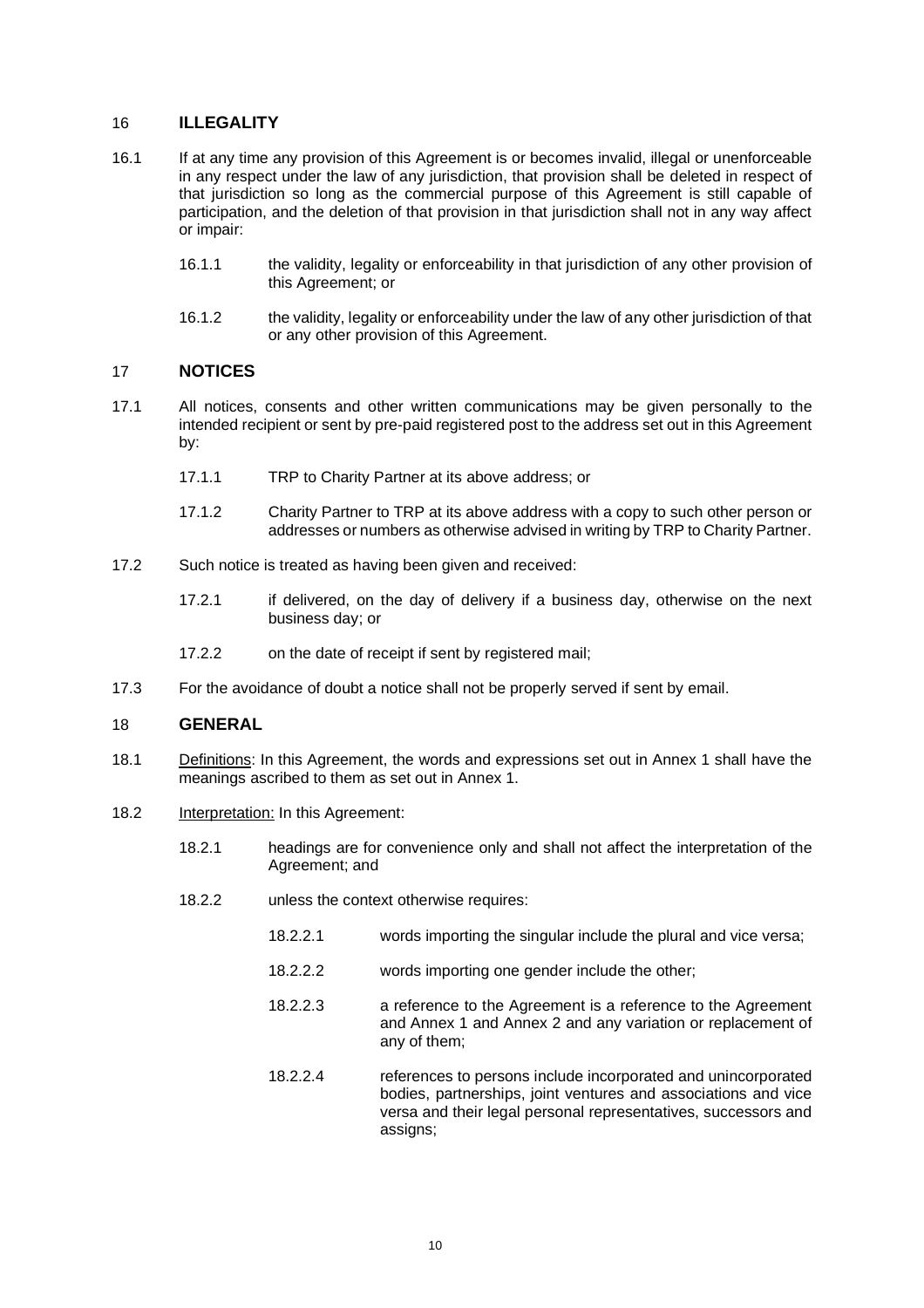## 16 ILLEGALITY

16.1 If at any time any provision of this Agreement is or becomes invalid, illegal or unenforceable in any respect under the law of any jurisdiction, that provision shall be deleted in respect of that jurisdiction so long as the commercial purpose of this Agreement is still capable of participation, and the deletion of that provision in that jurisdiction shall not in any way affect or impair:

16.1.1 the validity, legality or enforceability in that jurisdiction of any other provision of this Agreement; or

16.1.2 the validity, legality or enforceability under the law of any other jurisdiction of that or any other provision of this Agreement.

## 17 NOTICES

17.1 All notices, consents and other written communications may be given personally to the intended recipient or sent by pre-paid registered post to the address set out in this Agreement by:

17.1.1 TRP to Charity Partner at its above address; or

17.1.2 Charity Partner to TRP at its above address with a copy to such other person or addresses or numbers as otherwise advised in writing by TRP to Charity Partner.

17.2 Such notice is treated as having been given and received:

17.2.1 if delivered, on the day of delivery if a business day, otherwise on the next business day; or

17.2.2 on the date of receipt if sent by registered mail;

17.3 For the avoidance of doubt a notice shall not be properly served if sent by email.

## 18 GENERAL

18.1 Definitions: In this Agreement, the words and expressions set out in Annex 1 shall have the meanings ascribed to them as set out in Annex 1.

18.2 Interpretation: In this Agreement:

18.2.1 headings are for convenience only and shall not affect the interpretation of the Agreement; and

18.2.2 unless the context otherwise requires:

18.2.2.1 words importing the singular include the plural and vice versa;

18.2.2.2 words importing one gender include the other;

18.2.2.3 a reference to the Agreement is a reference to the Agreement and Annex 1 and Annex 2 and any variation or replacement of any of them;

18.2.2.4 references to persons include incorporated and unincorporated bodies, partnerships, joint ventures and associations and vice versa and their legal personal representatives, successors and assigns;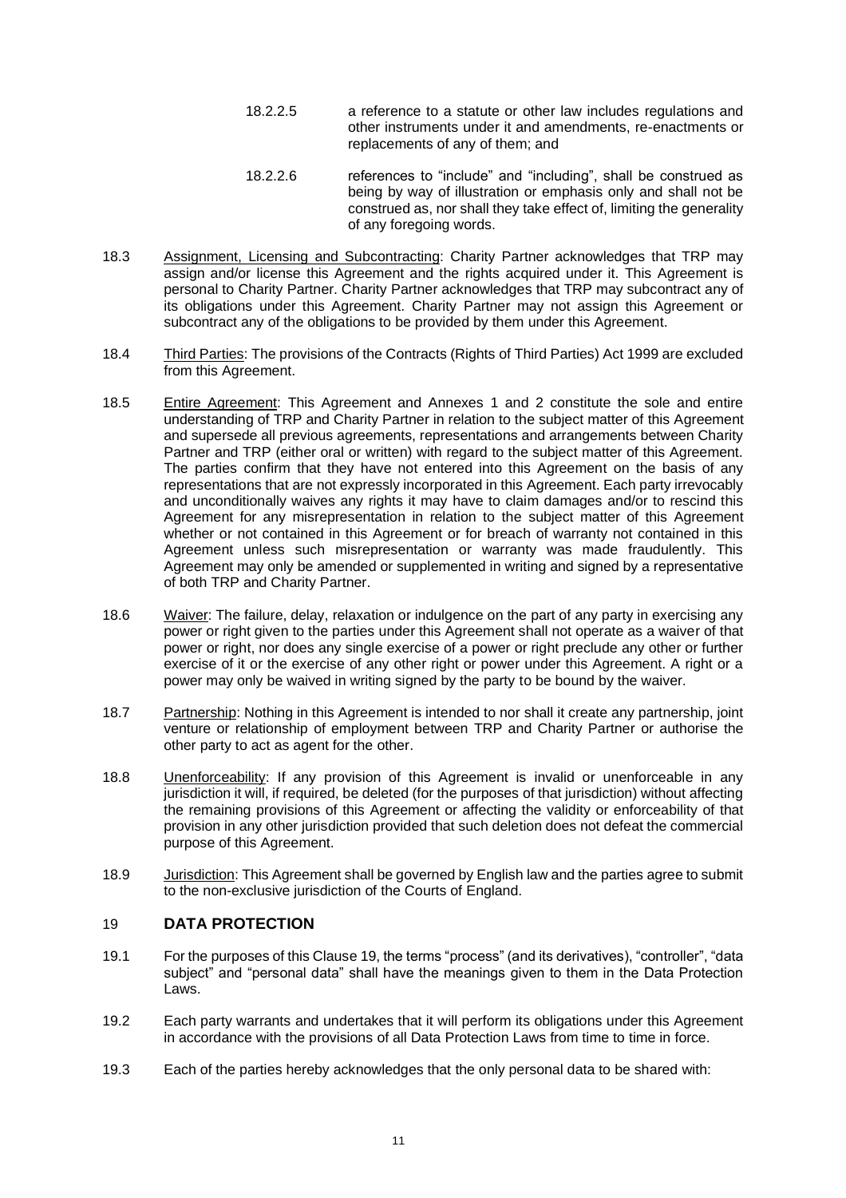18.2.2.5 a reference to a statute or other law includes regulations and other instruments under it and amendments, re-enactments or replacements of any of them; and

18.2.2.6 references to "include" and "including", shall be construed as being by way of illustration or emphasis only and shall not be construed as, nor shall they take effect of, limiting the generality of any foregoing words.

18.3 Assignment, Licensing and Subcontracting: Charity Partner acknowledges that TRP may assign and/or license this Agreement and the rights acquired under it. This Agreement is personal to Charity Partner. Charity Partner acknowledges that TRP may subcontract any of its obligations under this Agreement. Charity Partner may not assign this Agreement or subcontract any of the obligations to be provided by them under this Agreement.

18.4 Third Parties: The provisions of the Contracts (Rights of Third Parties) Act 1999 are excluded from this Agreement.

18.5 Entire Agreement: This Agreement and Annexes 1 and 2 constitute the sole and entire understanding of TRP and Charity Partner in relation to the subject matter of this Agreement and supersede all previous agreements, representations and arrangements between Charity Partner and TRP (either oral or written) with regard to the subject matter of this Agreement. The parties confirm that they have not entered into this Agreement on the basis of any representations that are not expressly incorporated in this Agreement. Each party irrevocably and unconditionally waives any rights it may have to claim damages and/or to rescind this Agreement for any misrepresentation in relation to the subject matter of this Agreement whether or not contained in this Agreement or for breach of warranty not contained in this Agreement unless such misrepresentation or warranty was made fraudulently. This Agreement may only be amended or supplemented in writing and signed by a representative of both TRP and Charity Partner.

18.6 Waiver: The failure, delay, relaxation or indulgence on the part of any party in exercising any power or right given to the parties under this Agreement shall not operate as a waiver of that power or right, nor does any single exercise of a power or right preclude any other or further exercise of it or the exercise of any other right or power under this Agreement. A right or a power may only be waived in writing signed by the party to be bound by the waiver.

18.7 Partnership: Nothing in this Agreement is intended to nor shall it create any partnership, joint venture or relationship of employment between TRP and Charity Partner or authorise the other party to act as agent for the other.

18.8 Unenforceability: If any provision of this Agreement is invalid or unenforceable in any jurisdiction it will, if required, be deleted (for the purposes of that jurisdiction) without affecting the remaining provisions of this Agreement or affecting the validity or enforceability of that provision in any other jurisdiction provided that such deletion does not defeat the commercial purpose of this Agreement.

18.9 Jurisdiction: This Agreement shall be governed by English law and the parties agree to submit to the non-exclusive jurisdiction of the Courts of England.

## 19 DATA PROTECTION

19.1 For the purposes of this Clause 19, the terms "process" (and its derivatives), "controller", "data subject" and "personal data" shall have the meanings given to them in the Data Protection Laws.

19.2 Each party warrants and undertakes that it will perform its obligations under this Agreement in accordance with the provisions of all Data Protection Laws from time to time in force.

19.3 Each of the parties hereby acknowledges that the only personal data to be shared with: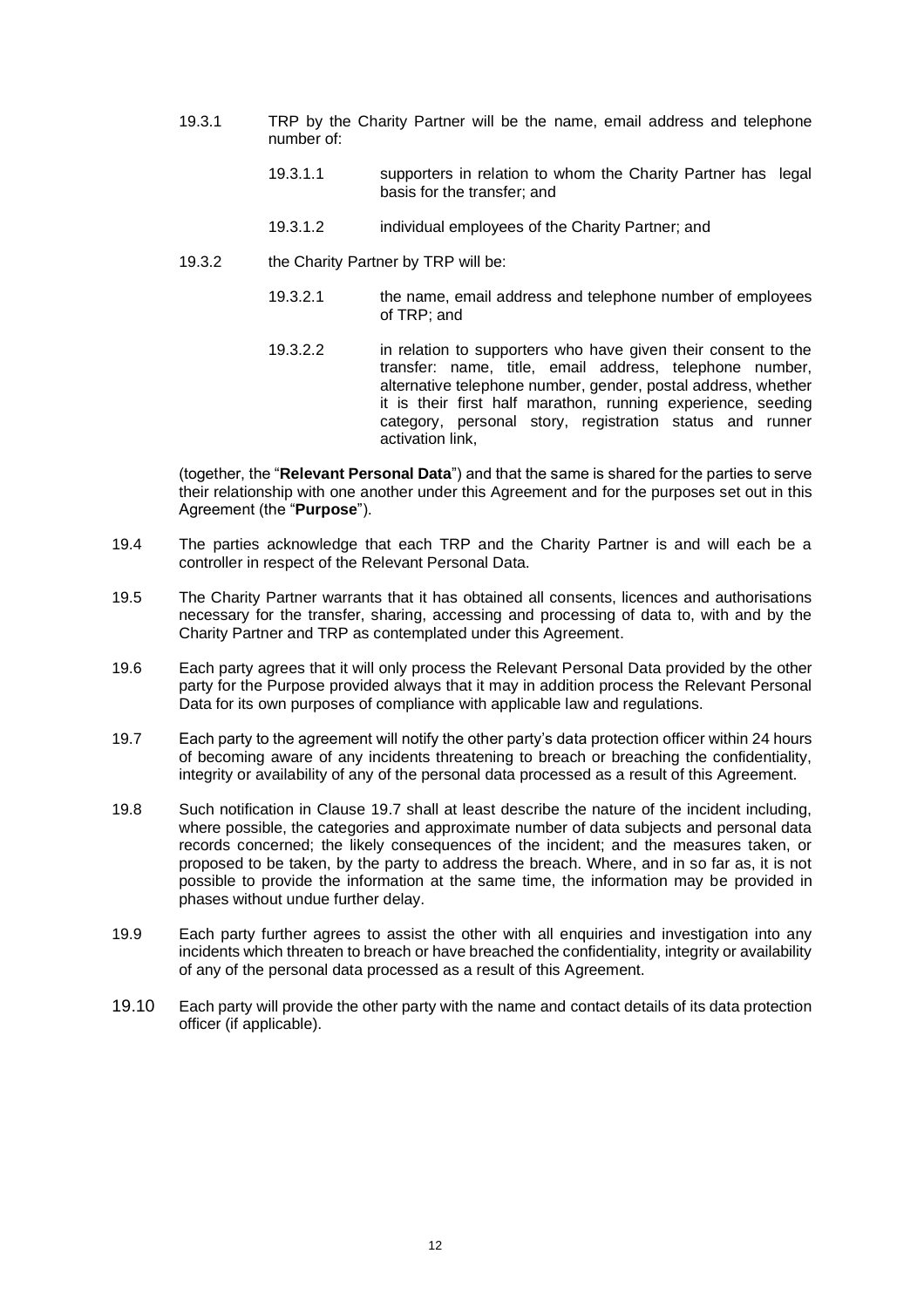19.3.1 TRP by the Charity Partner will be the name, email address and telephone number of:

19.3.1.1 supporters in relation to whom the Charity Partner has legal basis for the transfer; and

19.3.1.2 individual employees of the Charity Partner; and

19.3.2 the Charity Partner by TRP will be:

19.3.2.1 the name, email address and telephone number of employees of TRP; and

19.3.2.2 in relation to supporters who have given their consent to the transfer: name, title, email address, telephone number, alternative telephone number, gender, postal address, whether it is their first half marathon, running experience, seeding category, personal story, registration status and runner activation link,

(together, the "**Relevant Personal Data**") and that the same is shared for the parties to serve their relationship with one another under this Agreement and for the purposes set out in this Agreement (the "**Purpose**").

19.4 The parties acknowledge that each TRP and the Charity Partner is and will each be a controller in respect of the Relevant Personal Data.

19.5 The Charity Partner warrants that it has obtained all consents, licences and authorisations necessary for the transfer, sharing, accessing and processing of data to, with and by the Charity Partner and TRP as contemplated under this Agreement.

19.6 Each party agrees that it will only process the Relevant Personal Data provided by the other party for the Purpose provided always that it may in addition process the Relevant Personal Data for its own purposes of compliance with applicable law and regulations.

19.7 Each party to the agreement will notify the other party's data protection officer within 24 hours of becoming aware of any incidents threatening to breach or breaching the confidentiality, integrity or availability of any of the personal data processed as a result of this Agreement.

19.8 Such notification in Clause 19.7 shall at least describe the nature of the incident including, where possible, the categories and approximate number of data subjects and personal data records concerned; the likely consequences of the incident; and the measures taken, or proposed to be taken, by the party to address the breach. Where, and in so far as, it is not possible to provide the information at the same time, the information may be provided in phases without undue further delay.

19.9 Each party further agrees to assist the other with all enquiries and investigation into any incidents which threaten to breach or have breached the confidentiality, integrity or availability of any of the personal data processed as a result of this Agreement.

19.10 Each party will provide the other party with the name and contact details of its data protection officer (if applicable).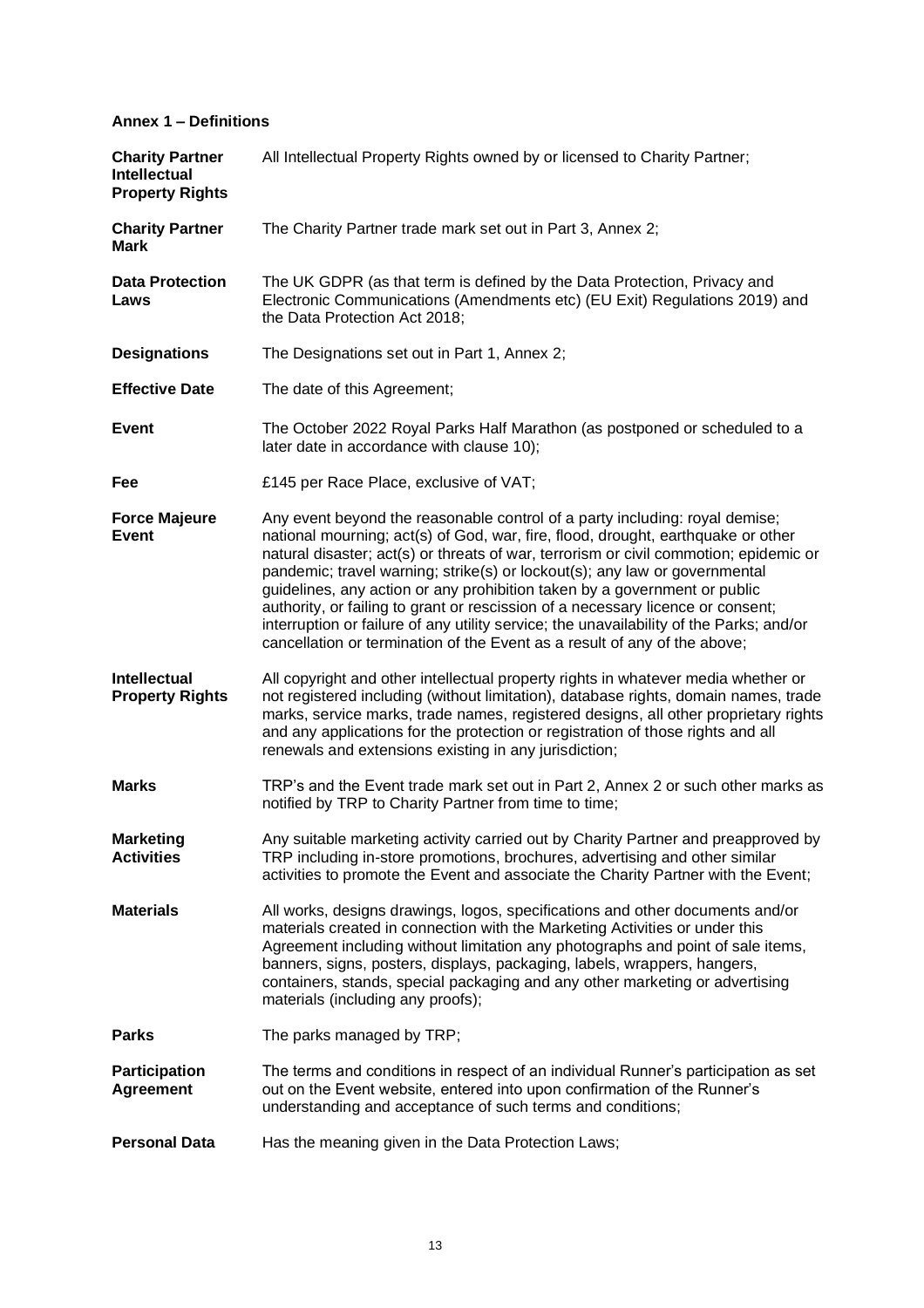**Annex 1 – Definitions**

| | |
|---|---|
| **Charity Partner Intellectual Property Rights** | All Intellectual Property Rights owned by or licensed to Charity Partner; |
| **Charity Partner Mark** | The Charity Partner trade mark set out in Part 3, Annex 2; |
| **Data Protection Laws** | The UK GDPR (as that term is defined by the Data Protection, Privacy and Electronic Communications (Amendments etc) (EU Exit) Regulations 2019) and the Data Protection Act 2018; |
| **Designations** | The Designations set out in Part 1, Annex 2; |
| **Effective Date** | The date of this Agreement; |
| **Event** | The October 2022 Royal Parks Half Marathon (as postponed or scheduled to a later date in accordance with clause 10); |
| **Fee** | £145 per Race Place, exclusive of VAT; |
| **Force Majeure Event** | Any event beyond the reasonable control of a party including: royal demise; national mourning; act(s) of God, war, fire, flood, drought, earthquake or other natural disaster; act(s) or threats of war, terrorism or civil commotion; epidemic or pandemic; travel warning; strike(s) or lockout(s); any law or governmental guidelines, any action or any prohibition taken by a government or public authority, or failing to grant or rescission of a necessary licence or consent; interruption or failure of any utility service; the unavailability of the Parks; and/or cancellation or termination of the Event as a result of any of the above; |
| **Intellectual Property Rights** | All copyright and other intellectual property rights in whatever media whether or not registered including (without limitation), database rights, domain names, trade marks, service marks, trade names, registered designs, all other proprietary rights and any applications for the protection or registration of those rights and all renewals and extensions existing in any jurisdiction; |
| **Marks** | TRP's and the Event trade mark set out in Part 2, Annex 2 or such other marks as notified by TRP to Charity Partner from time to time; |
| **Marketing Activities** | Any suitable marketing activity carried out by Charity Partner and preapproved by TRP including in-store promotions, brochures, advertising and other similar activities to promote the Event and associate the Charity Partner with the Event; |
| **Materials** | All works, designs drawings, logos, specifications and other documents and/or materials created in connection with the Marketing Activities or under this Agreement including without limitation any photographs and point of sale items, banners, signs, posters, displays, packaging, labels, wrappers, hangers, containers, stands, special packaging and any other marketing or advertising materials (including any proofs); |
| **Parks** | The parks managed by TRP; |
| **Participation Agreement** | The terms and conditions in respect of an individual Runner's participation as set out on the Event website, entered into upon confirmation of the Runner's understanding and acceptance of such terms and conditions; |
| **Personal Data** | Has the meaning given in the Data Protection Laws; |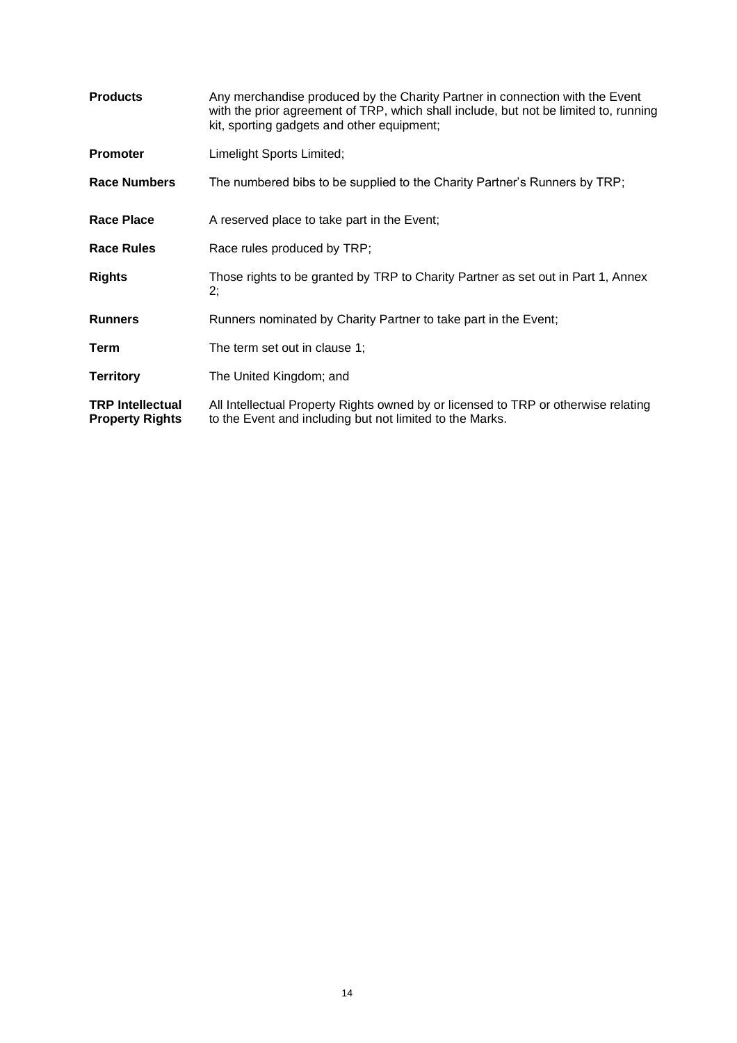| | |
|---|---|
| **Products** | Any merchandise produced by the Charity Partner in connection with the Event with the prior agreement of TRP, which shall include, but not be limited to, running kit, sporting gadgets and other equipment; |
| **Promoter** | Limelight Sports Limited; |
| **Race Numbers** | The numbered bibs to be supplied to the Charity Partner's Runners by TRP; |
| **Race Place** | A reserved place to take part in the Event; |
| **Race Rules** | Race rules produced by TRP; |
| **Rights** | Those rights to be granted by TRP to Charity Partner as set out in Part 1, Annex 2; |
| **Runners** | Runners nominated by Charity Partner to take part in the Event; |
| **Term** | The term set out in clause 1; |
| **Territory** | The United Kingdom; and |
| **TRP Intellectual Property Rights** | All Intellectual Property Rights owned by or licensed to TRP or otherwise relating to the Event and including but not limited to the Marks. |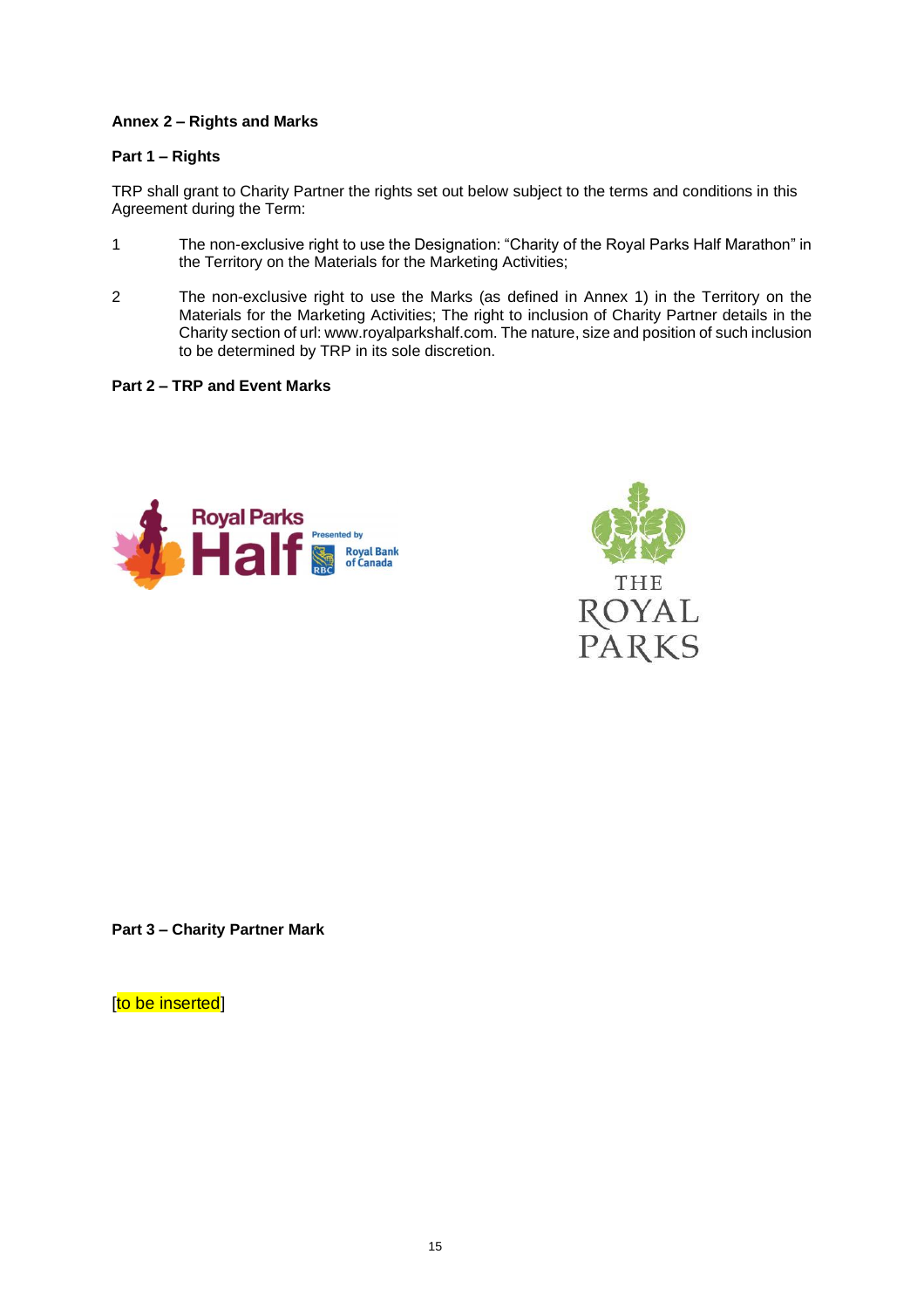**Annex 2 – Rights and Marks**

**Part 1 – Rights**

TRP shall grant to Charity Partner the rights set out below subject to the terms and conditions in this Agreement during the Term:

1 The non-exclusive right to use the Designation: "Charity of the Royal Parks Half Marathon" in the Territory on the Materials for the Marketing Activities;

2 The non-exclusive right to use the Marks (as defined in Annex 1) in the Territory on the Materials for the Marketing Activities; The right to inclusion of Charity Partner details in the Charity section of url: www.royalparkshalf.com. The nature, size and position of such inclusion to be determined by TRP in its sole discretion.

**Part 2 – TRP and Event Marks**

**Part 3 – Charity Partner Mark**

[to be inserted]